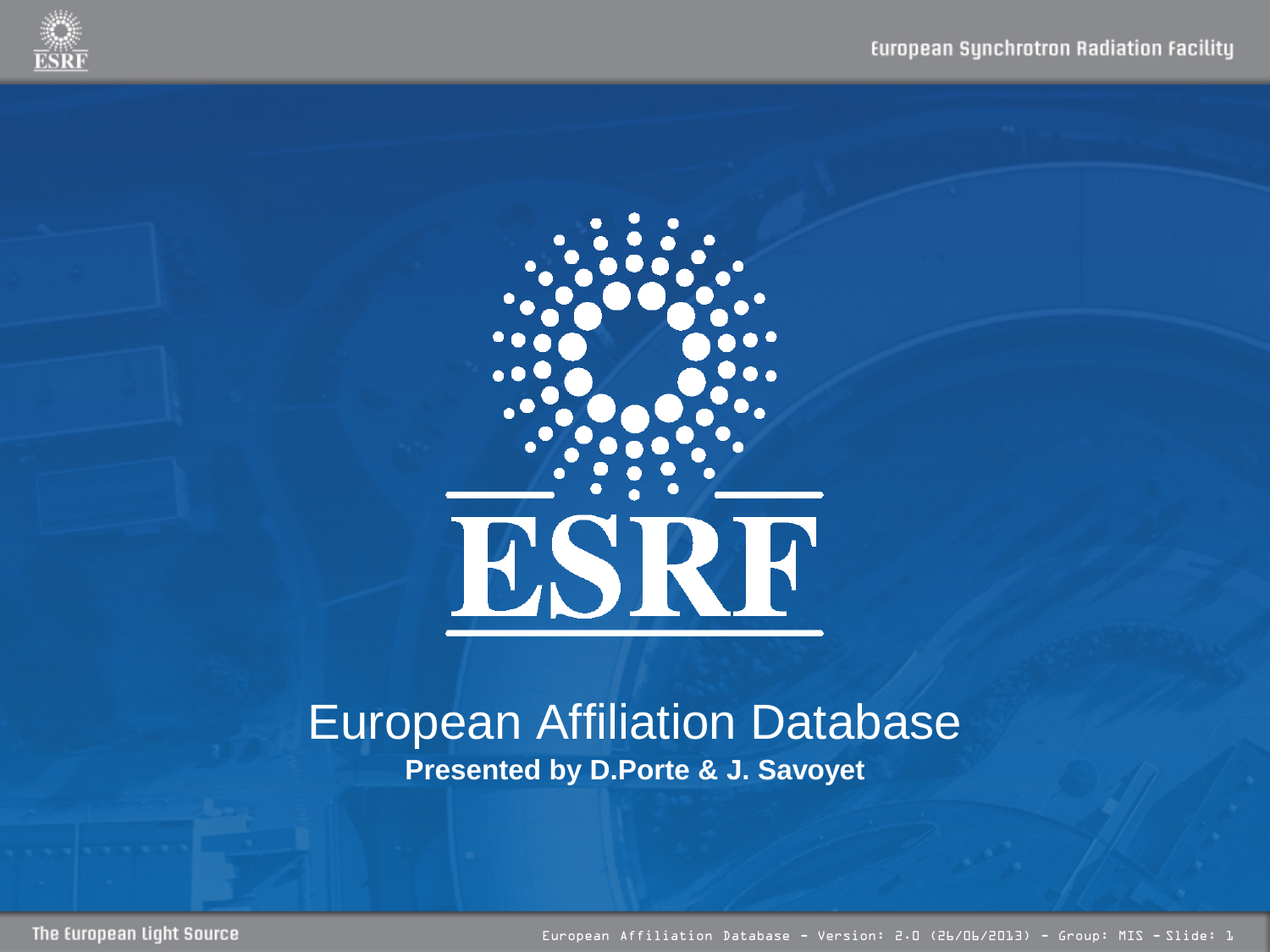# European Affiliation Database

**Presented by D.Porte & J. Savoyet**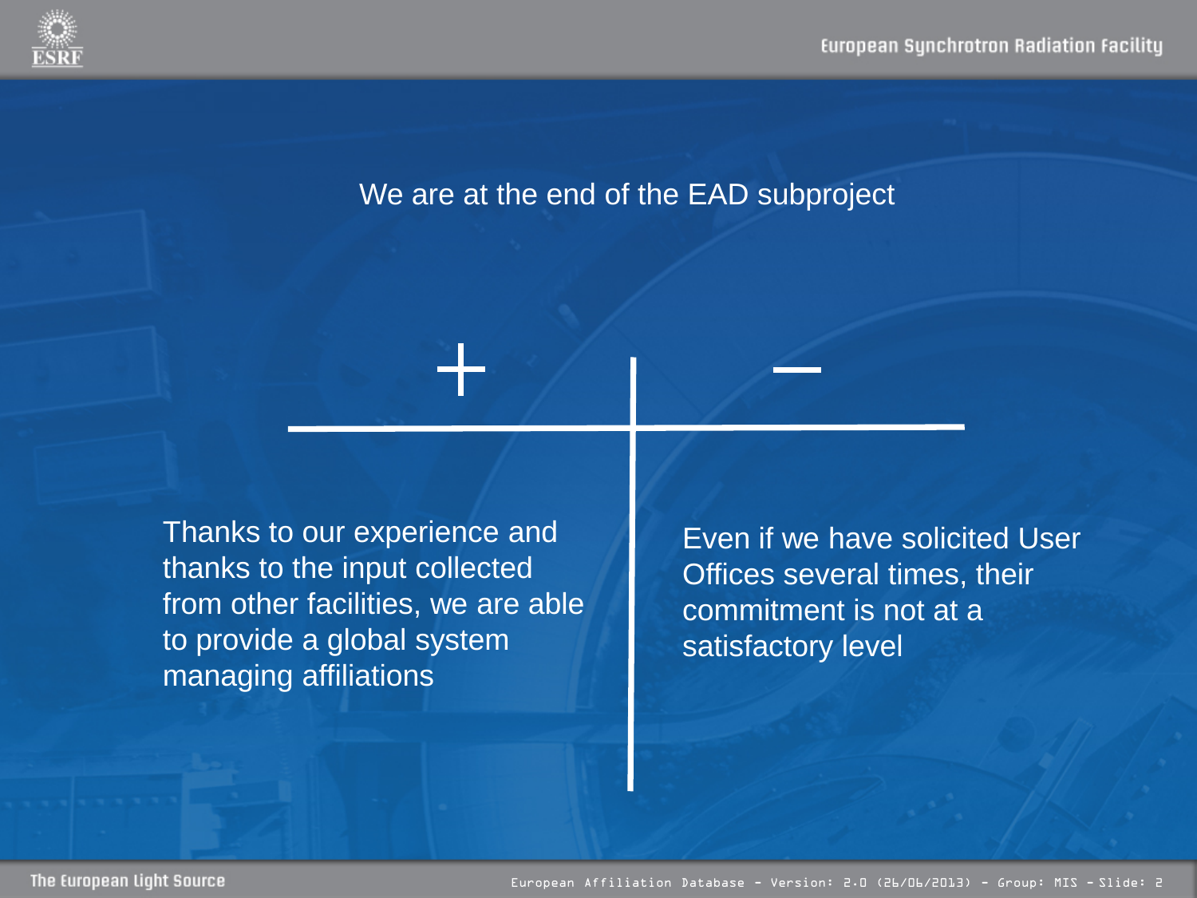We are at the end of the EAD subproject

| + | − |
| --- | --- |
| Thanks to our experience and thanks to the input collected from other facilities, we are able to provide a global system managing affiliations | Even if we have solicited User Offices several times, their commitment is not at a satisfactory level |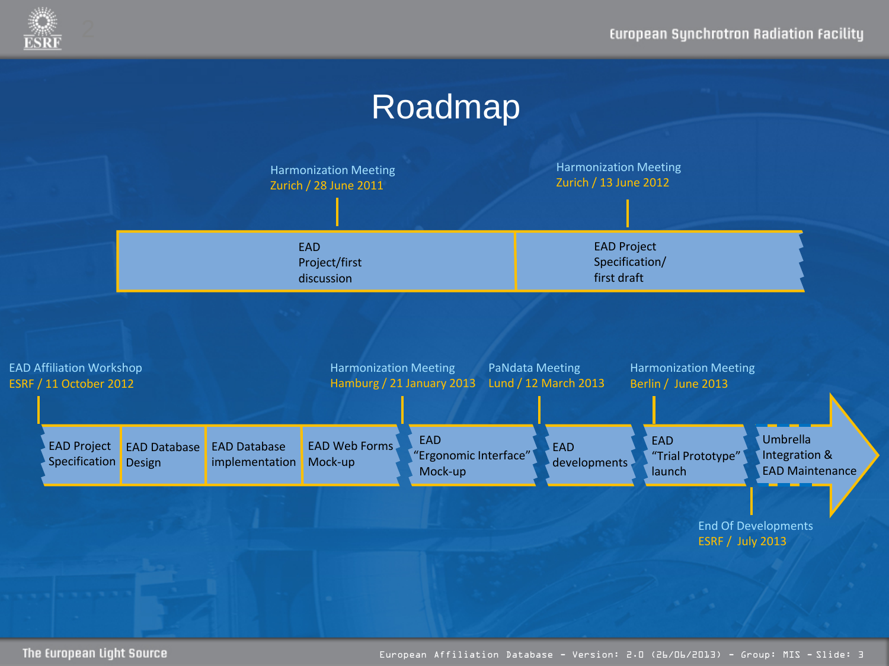# Roadmap

**Harmonization Meeting** – Zurich / 28 June 2011

- EAD Project/first discussion

**Harmonization Meeting** – Zurich / 13 June 2012

- EAD Project Specification/ first draft

**EAD Affiliation Workshop** – ESRF / 11 October 2012

- EAD Project Specification
- EAD Database Design
- EAD Database implementation
- EAD Web Forms Mock-up

**Harmonization Meeting** – Hamburg / 21 January 2013

- EAD "Ergonomic Interface" Mock-up

**PaNdata Meeting** – Lund / 12 March 2013

- EAD developments

**Harmonization Meeting** – Berlin / June 2013

- EAD "Trial Prototype" launch

**End Of Developments** – ESRF / July 2013

- Umbrella Integration & EAD Maintenance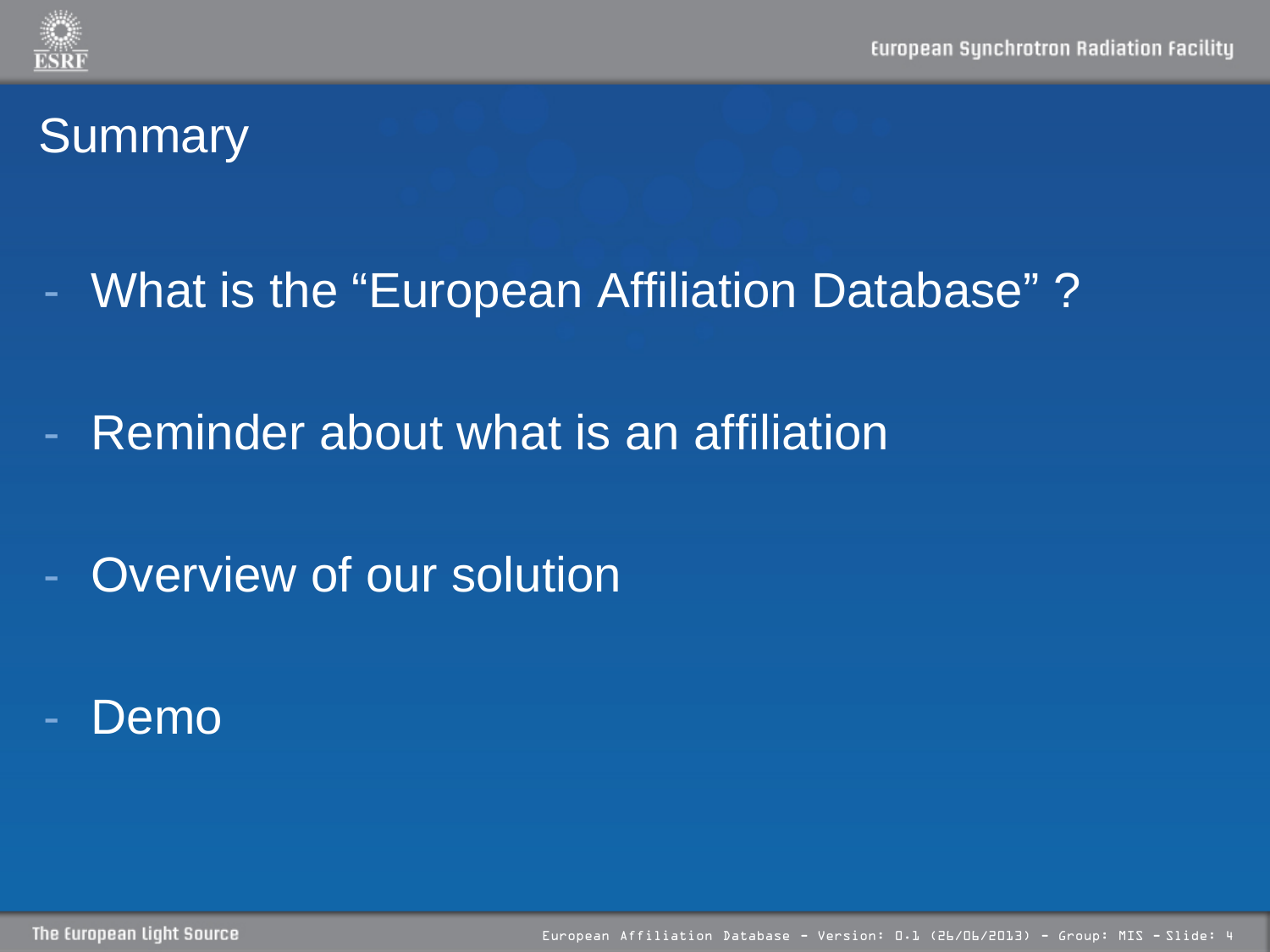# Summary

- What is the “European Affiliation Database” ?
- Reminder about what is an affiliation
- Overview of our solution
- Demo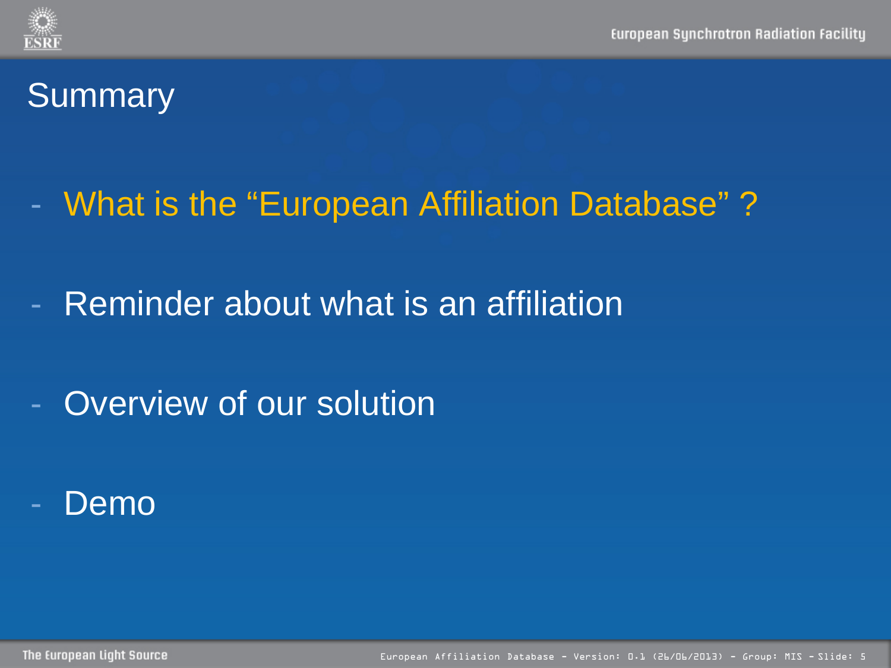# Summary

- What is the “European Affiliation Database” ?
- Reminder about what is an affiliation
- Overview of our solution
- Demo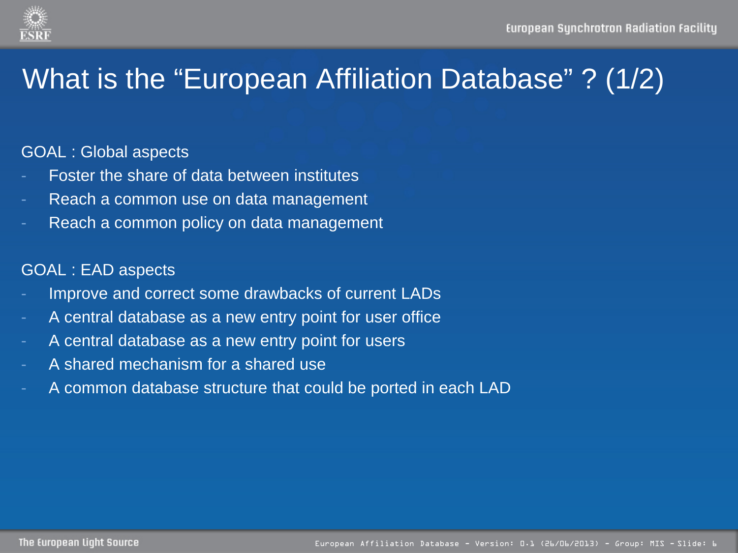# What is the “European Affiliation Database” ? (1/2)

GOAL : Global aspects

- Foster the share of data between institutes
- Reach a common use on data management
- Reach a common policy on data management

GOAL : EAD aspects

- Improve and correct some drawbacks of current LADs
- A central database as a new entry point for user office
- A central database as a new entry point for users
- A shared mechanism for a shared use
- A common database structure that could be ported in each LAD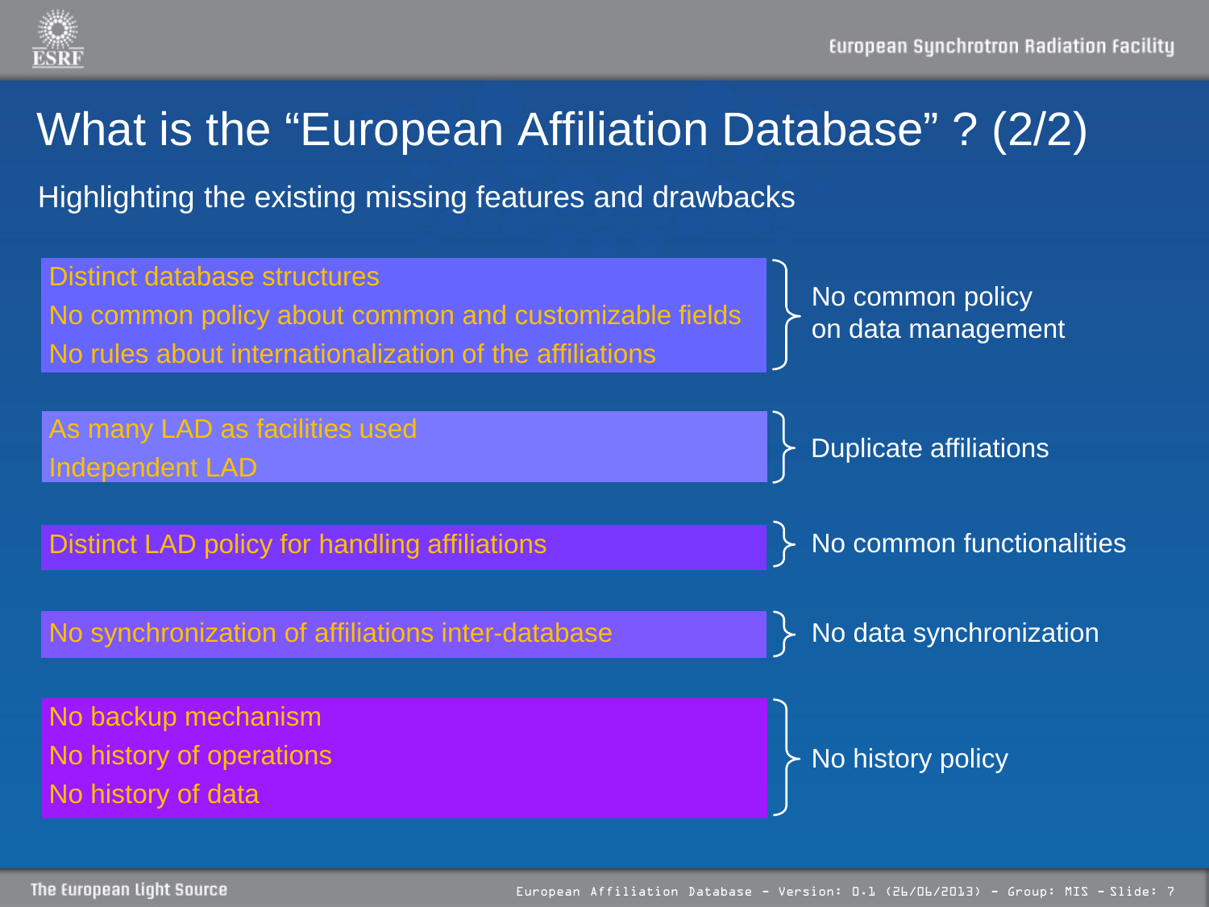# What is the "European Affiliation Database" ? (2/2)

Highlighting the existing missing features and drawbacks

| Issues | Consequence |
| --- | --- |
| Distinct database structures<br>No common policy about common and customizable fields<br>No rules about internationalization of the affiliations | No common policy on data management |
| As many LAD as facilities used<br>Independent LAD | Duplicate affiliations |
| Distinct LAD policy for handling affiliations | No common functionalities |
| No synchronization of affiliations inter-database | No data synchronization |
| No backup mechanism<br>No history of operations<br>No history of data | No history policy |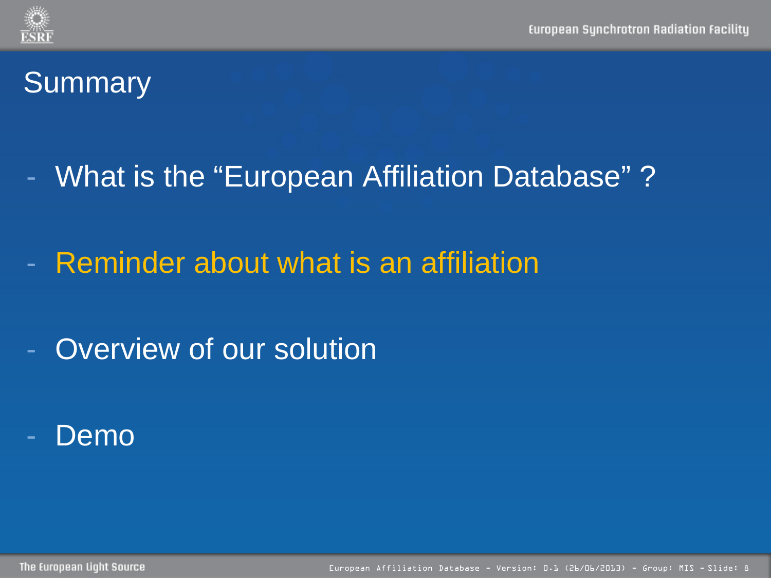# Summary

- What is the “European Affiliation Database” ?
- Reminder about what is an affiliation
- Overview of our solution
- Demo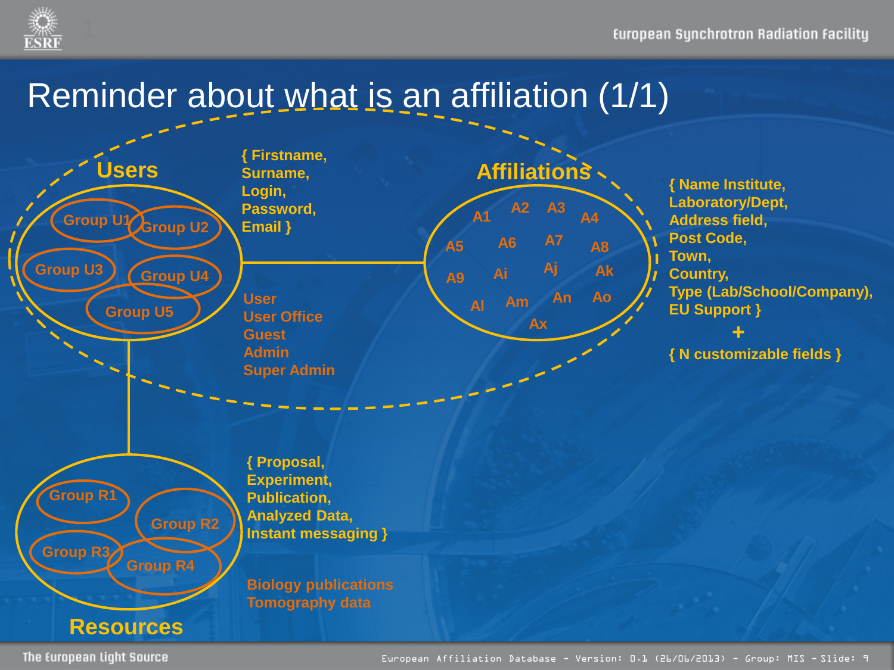# Reminder about what is an affiliation (1/1)

**Users**

Group U1, Group U2, Group U3, Group U4, Group U5

{ Firstname, Surname, Login, Password, Email }

User
User Office
Guest
Admin
Super Admin

**Affiliations**

A1 A2 A3 A4
A5 A6 A7 A8
A9 Ai Aj Ak
Al Am An Ao
Ax

{ Name Institute, Laboratory/Dept, Address field, Post Code, Town, Country, Type (Lab/School/Company), EU Support }

+

{ N customizable fields }

**Resources**

Group R1, Group R2, Group R3, Group R4

{ Proposal, Experiment, Publication, Analyzed Data, Instant messaging }

Biology publications
Tomography data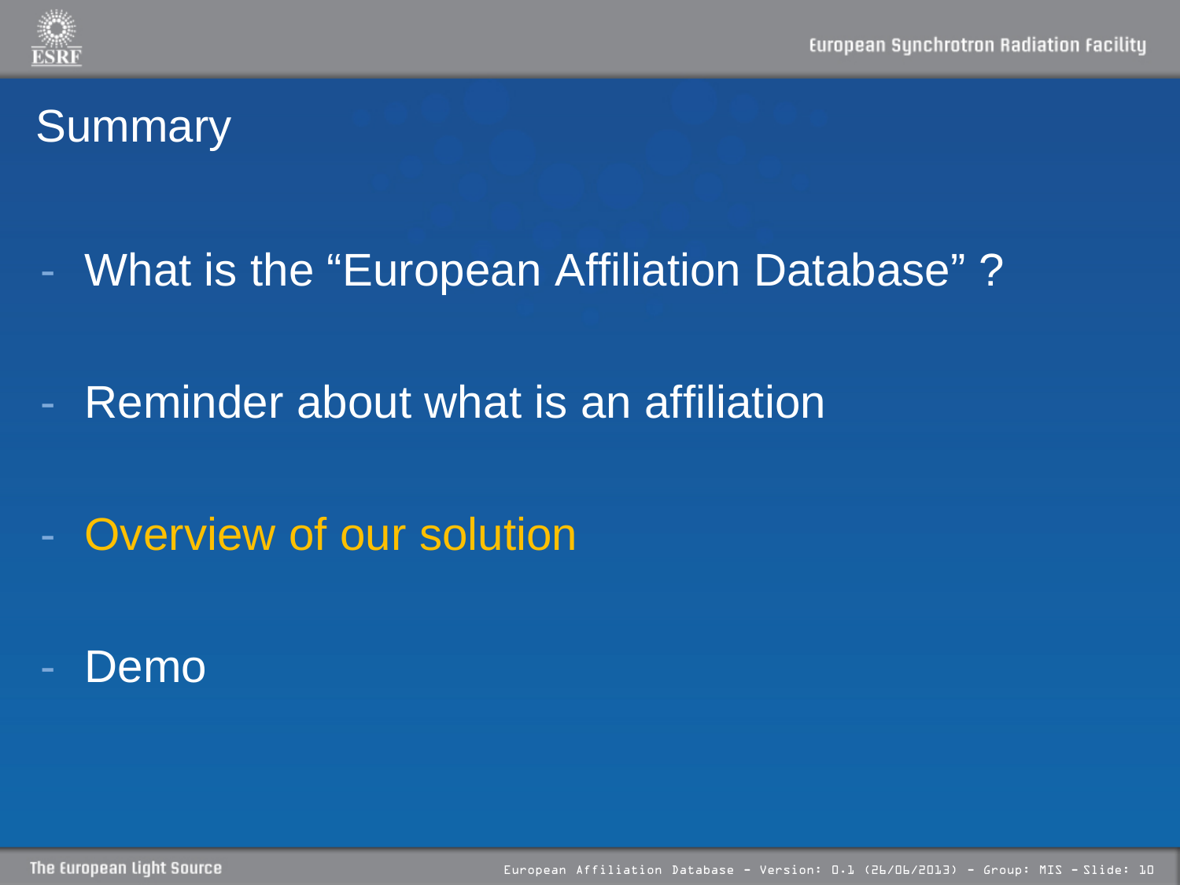# Summary

- What is the “European Affiliation Database” ?
- Reminder about what is an affiliation
- Overview of our solution
- Demo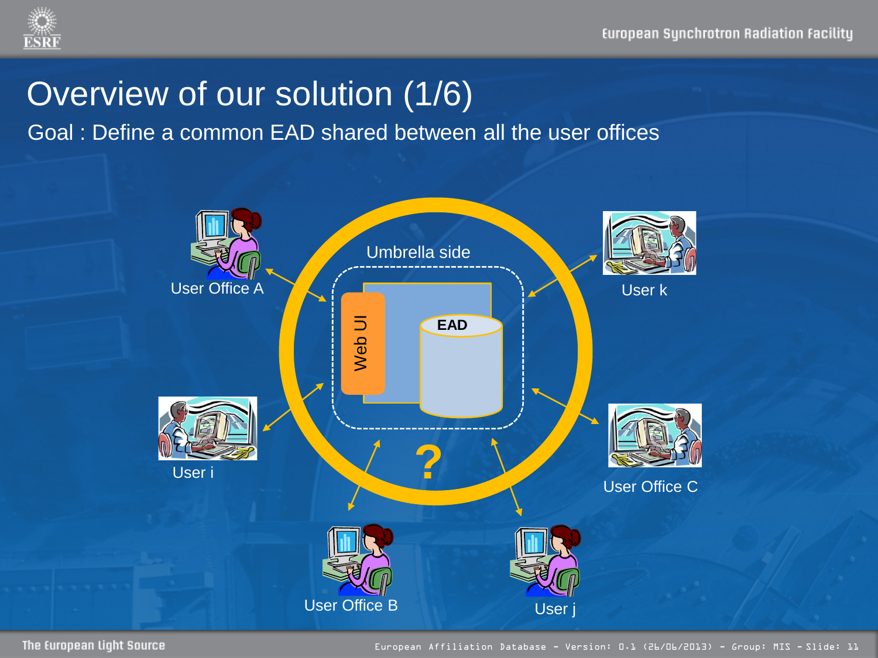# Overview of our solution (1/6)

Goal : Define a common EAD shared between all the user offices

Umbrella side

Web UI

EAD

?

User Office A

User k

User i

User Office C

User Office B

User j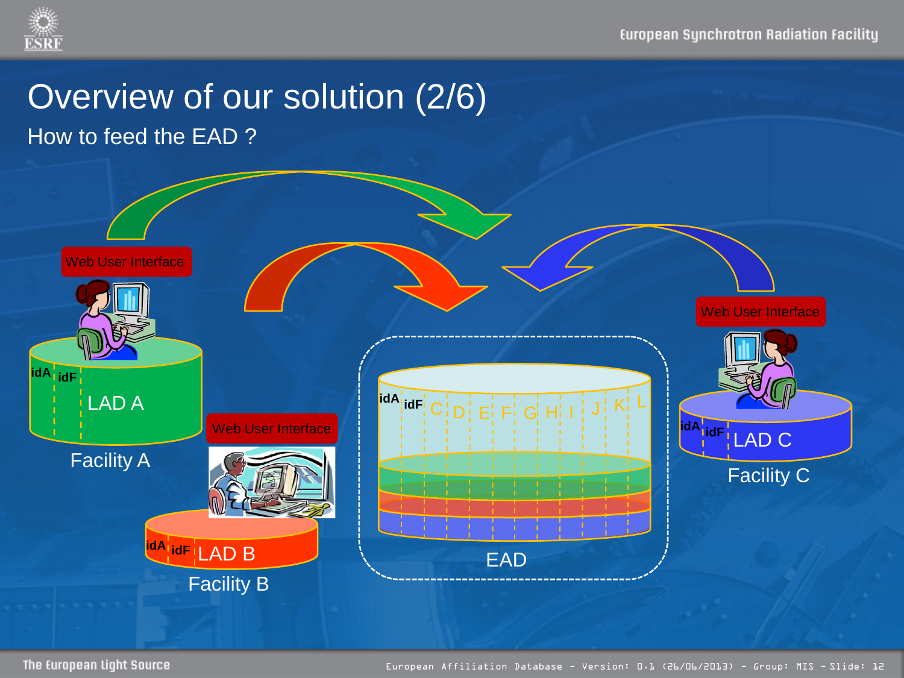# Overview of our solution (2/6)

## How to feed the EAD ?

Web User Interface

idA idF LAD A

Facility A

Web User Interface

idA idF LAD B

Facility B

idA idF C D E F G H I J K L

EAD

Web User Interface

idA idF LAD C

Facility C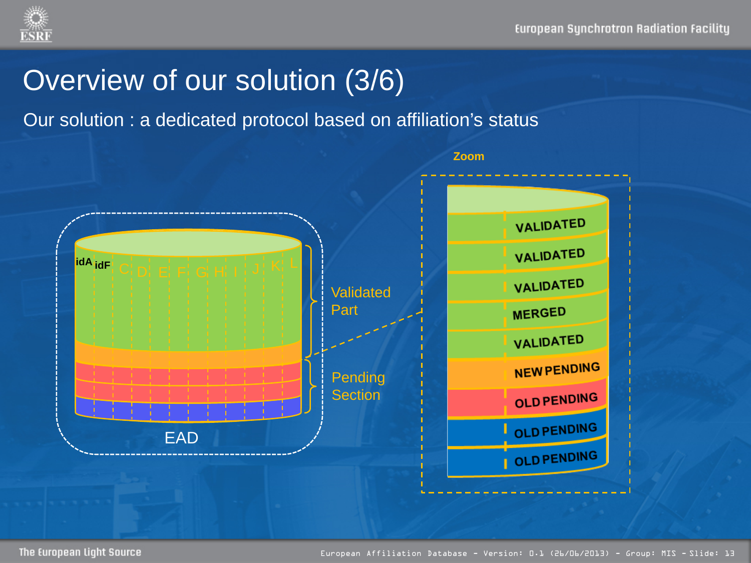# Overview of our solution (3/6)

Our solution : a dedicated protocol based on affiliation's status

idA idF C D E F G H I J K L

Validated Part

Pending Section

EAD

Zoom

VALIDATED

VALIDATED

VALIDATED

MERGED

VALIDATED

NEW PENDING

OLD PENDING

OLD PENDING

OLD PENDING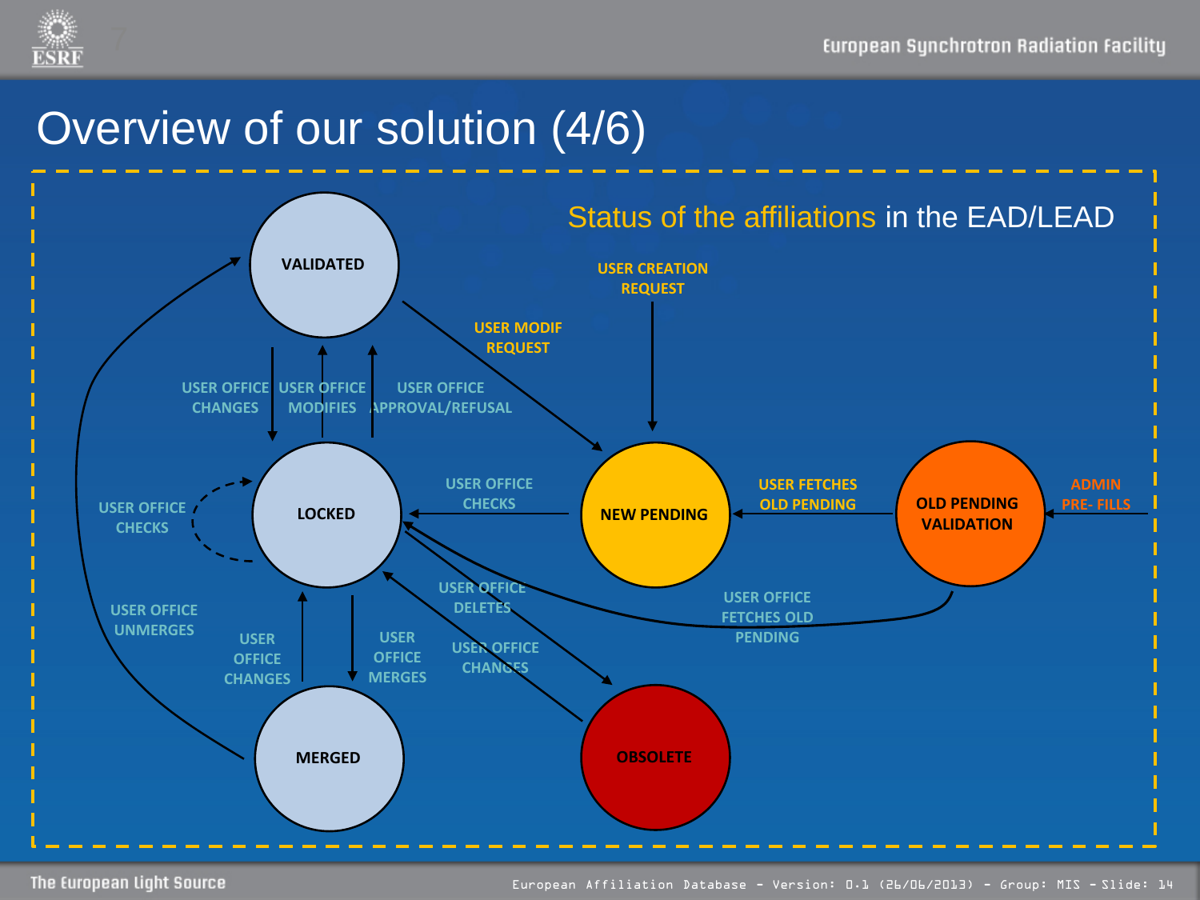# Overview of our solution (4/6)

Status of the affiliations in the EAD/LEAD

VALIDATED

USER CREATION REQUEST

USER MODIF REQUEST

USER OFFICE CHANGES

USER OFFICE MODIFIES

USER OFFICE APPROVAL/REFUSAL

USER OFFICE CHECKS

LOCKED

USER OFFICE CHECKS

NEW PENDING

USER FETCHES OLD PENDING

OLD PENDING VALIDATION

ADMIN PRE- FILLS

USER OFFICE UNMERGES

USER OFFICE DELETES

USER OFFICE FETCHES OLD PENDING

USER OFFICE CHANGES

USER OFFICE MERGES

USER OFFICE CHANGES

MERGED

OBSOLETE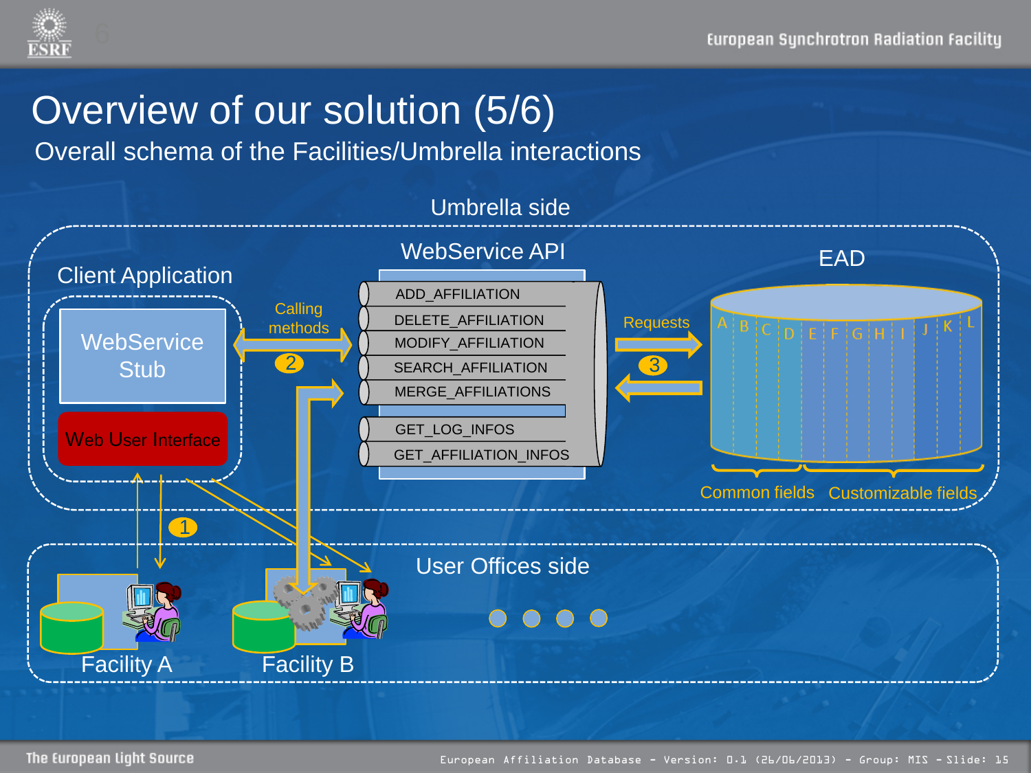# Overview of our solution (5/6)

## Overall schema of the Facilities/Umbrella interactions

Umbrella side

Client Application

WebService Stub

Web User Interface

Calling methods

2

WebService API

- ADD_AFFILIATION
- DELETE_AFFILIATION
- MODIFY_AFFILIATION
- SEARCH_AFFILIATION
- MERGE_AFFILIATIONS
- GET_LOG_INFOS
- GET_AFFILIATION_INFOS

Requests

3

EAD

A B C D E F G H I J K L

Common fields

Customizable fields

1

User Offices side

Facility A

Facility B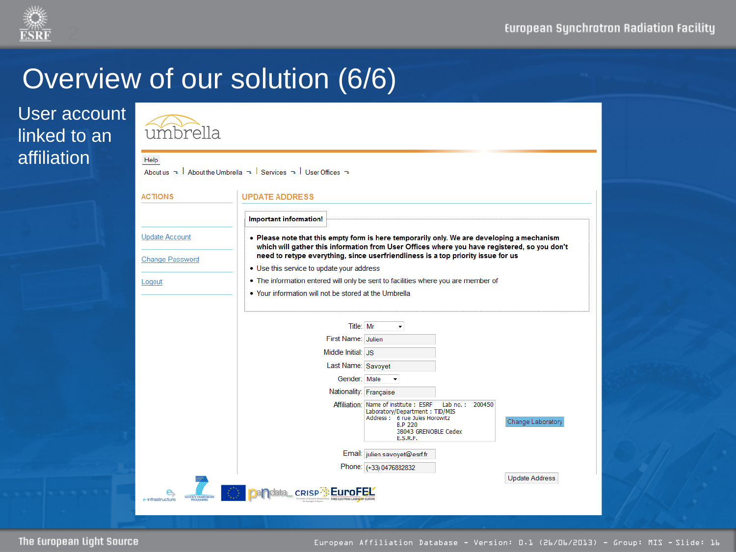# Overview of our solution (6/6)

User account linked to an affiliation

umbrella

Help

About us | About the Umbrella | Services | User Offices

## ACTIONS

- Update Account
- Change Password
- Logout

## UPDATE ADDRESS

**Important information!**

- **Please note that this empty form is here temporarily only. We are developing a mechanism which will gather this information from User Offices where you have registered, so you don't need to retype everything, since userfriendliness is a top priority issue for us**
- Use this service to update your address
- The information entered will only be sent to facilities where you are member of
- Your information will not be stored at the Umbrella

Title: Mr

First Name: Julien

Middle Initial: JS

Last Name: Savoyet

Gender: Male

Nationality: Française

Affiliation: Name of institute : ESRF Lab no. : 200450
Laboratory/Department : TID/MIS
Address : 6 rue Jules Horowitz
B.P 220
38043 GRENOBLE Cedex
E.S.R.F.

Change Laboratory

Email: julien.savoyet@esrf.fr

Phone: (+33) 0476882832

Update Address

European Affiliation Database - Version: 0.1 (26/06/2013) - Group: MIS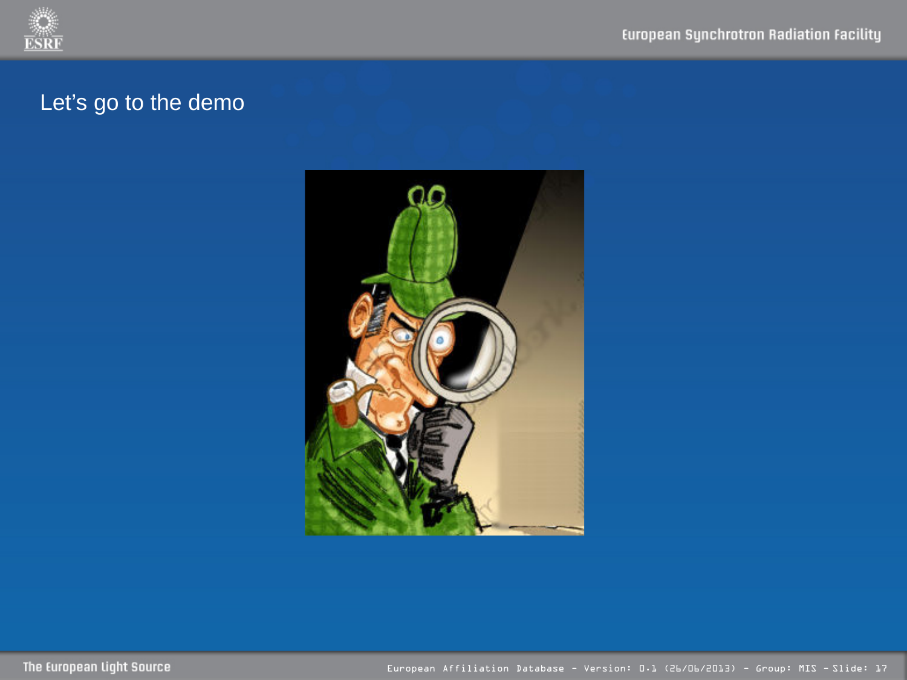Let’s go to the demo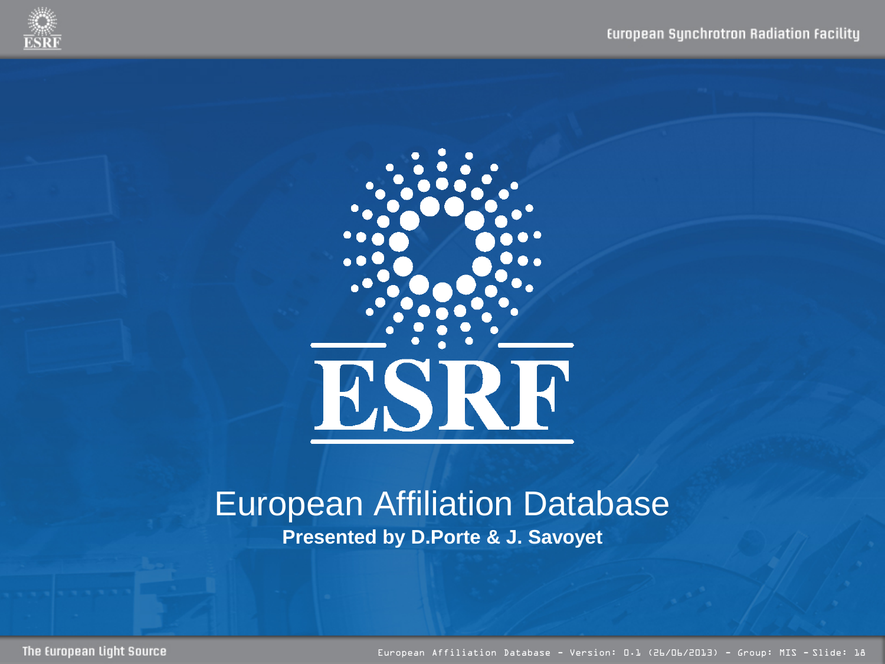# European Affiliation Database

**Presented by D.Porte & J. Savoyet**